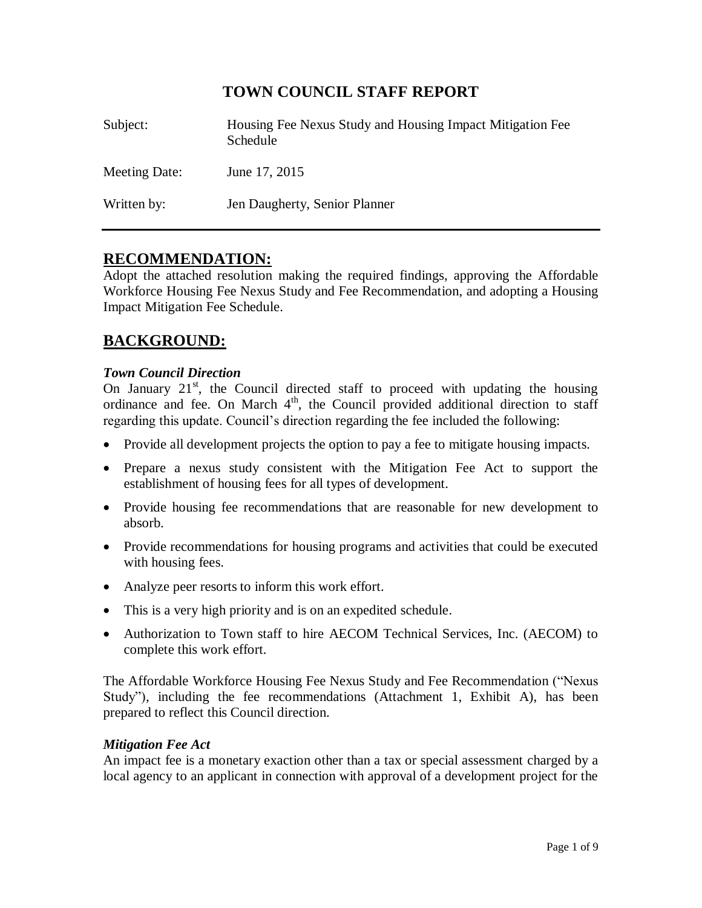# TOWN COUNCIL STAFF REPORT

| | |
|---|---|
| Subject: | Housing Fee Nexus Study and Housing Impact Mitigation Fee Schedule |
| Meeting Date: | June 17, 2015 |
| Written by: | Jen Daugherty, Senior Planner |

## RECOMMENDATION:

Adopt the attached resolution making the required findings, approving the Affordable Workforce Housing Fee Nexus Study and Fee Recommendation, and adopting a Housing Impact Mitigation Fee Schedule.

## BACKGROUND:

### *Town Council Direction*

On January 21st, the Council directed staff to proceed with updating the housing ordinance and fee. On March 4th, the Council provided additional direction to staff regarding this update. Council's direction regarding the fee included the following:

- Provide all development projects the option to pay a fee to mitigate housing impacts.
- Prepare a nexus study consistent with the Mitigation Fee Act to support the establishment of housing fees for all types of development.
- Provide housing fee recommendations that are reasonable for new development to absorb.
- Provide recommendations for housing programs and activities that could be executed with housing fees.
- Analyze peer resorts to inform this work effort.
- This is a very high priority and is on an expedited schedule.
- Authorization to Town staff to hire AECOM Technical Services, Inc. (AECOM) to complete this work effort.

The Affordable Workforce Housing Fee Nexus Study and Fee Recommendation ("Nexus Study"), including the fee recommendations (Attachment 1, Exhibit A), has been prepared to reflect this Council direction.

### *Mitigation Fee Act*

An impact fee is a monetary exaction other than a tax or special assessment charged by a local agency to an applicant in connection with approval of a development project for the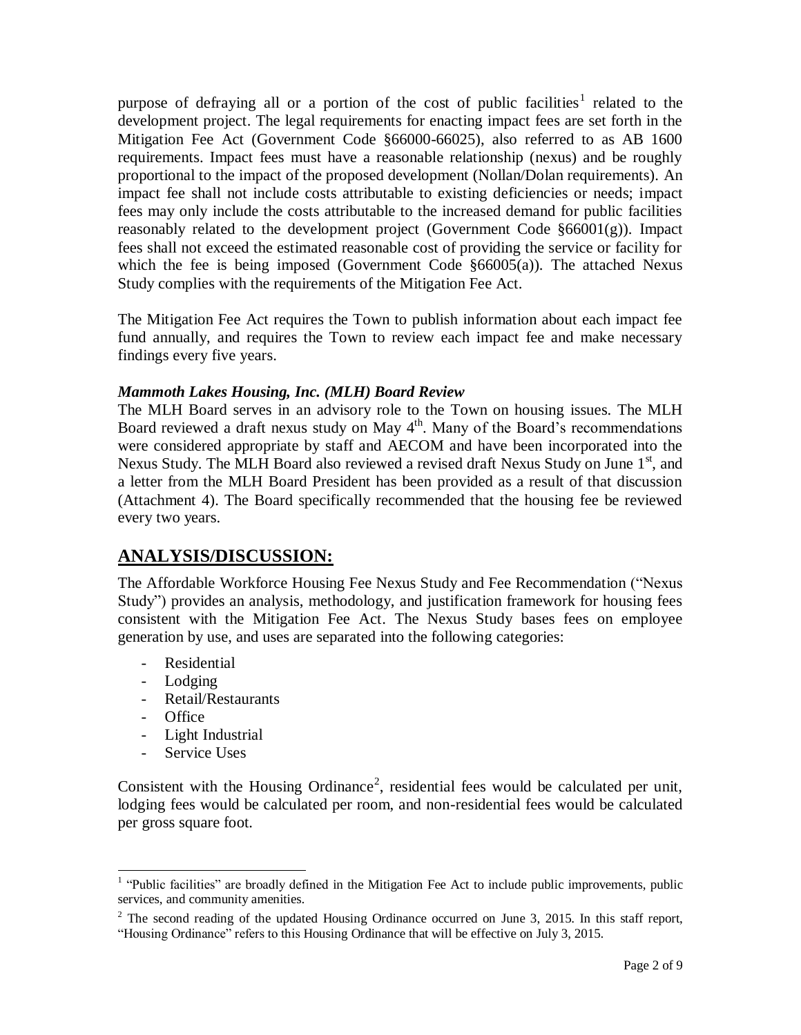purpose of defraying all or a portion of the cost of public facilities[1] related to the development project. The legal requirements for enacting impact fees are set forth in the Mitigation Fee Act (Government Code §66000-66025), also referred to as AB 1600 requirements. Impact fees must have a reasonable relationship (nexus) and be roughly proportional to the impact of the proposed development (Nollan/Dolan requirements). An impact fee shall not include costs attributable to existing deficiencies or needs; impact fees may only include the costs attributable to the increased demand for public facilities reasonably related to the development project (Government Code §66001(g)). Impact fees shall not exceed the estimated reasonable cost of providing the service or facility for which the fee is being imposed (Government Code §66005(a)). The attached Nexus Study complies with the requirements of the Mitigation Fee Act.

The Mitigation Fee Act requires the Town to publish information about each impact fee fund annually, and requires the Town to review each impact fee and make necessary findings every five years.

***Mammoth Lakes Housing, Inc. (MLH) Board Review***

The MLH Board serves in an advisory role to the Town on housing issues. The MLH Board reviewed a draft nexus study on May 4th. Many of the Board's recommendations were considered appropriate by staff and AECOM and have been incorporated into the Nexus Study. The MLH Board also reviewed a revised draft Nexus Study on June 1st, and a letter from the MLH Board President has been provided as a result of that discussion (Attachment 4). The Board specifically recommended that the housing fee be reviewed every two years.

## ANALYSIS/DISCUSSION:

The Affordable Workforce Housing Fee Nexus Study and Fee Recommendation ("Nexus Study") provides an analysis, methodology, and justification framework for housing fees consistent with the Mitigation Fee Act. The Nexus Study bases fees on employee generation by use, and uses are separated into the following categories:

- Residential
- Lodging
- Retail/Restaurants
- Office
- Light Industrial
- Service Uses

Consistent with the Housing Ordinance[2], residential fees would be calculated per unit, lodging fees would be calculated per room, and non-residential fees would be calculated per gross square foot.

---

[1] "Public facilities" are broadly defined in the Mitigation Fee Act to include public improvements, public services, and community amenities.

[2] The second reading of the updated Housing Ordinance occurred on June 3, 2015. In this staff report, "Housing Ordinance" refers to this Housing Ordinance that will be effective on July 3, 2015.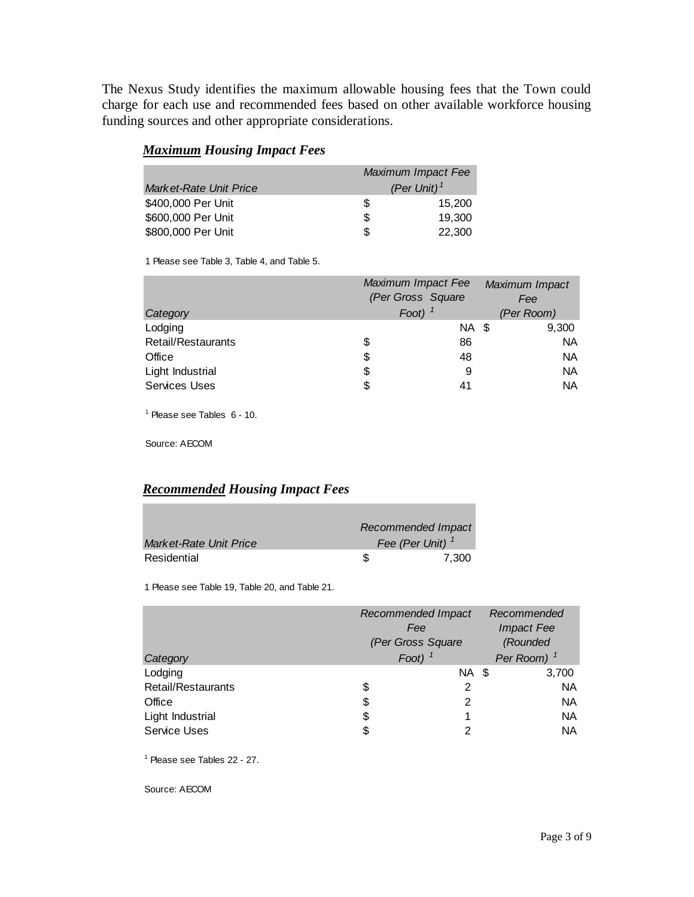The Nexus Study identifies the maximum allowable housing fees that the Town could charge for each use and recommended fees based on other available workforce housing funding sources and other appropriate considerations.

### ***Maximum*** ***Housing Impact Fees***

| *Market-Rate Unit Price* | *Maximum Impact Fee (Per Unit)*[1] |
|---|---|
| $400,000 Per Unit | $ 15,200 |
| $600,000 Per Unit | $ 19,300 |
| $800,000 Per Unit | $ 22,300 |

1 Please see Table 3, Table 4, and Table 5.

| *Category* | *Maximum Impact Fee (Per Gross Square Foot)*[1] | *Maximum Impact Fee (Per Room)* |
|---|---|---|
| Lodging | NA | $ 9,300 |
| Retail/Restaurants | $ 86 | NA |
| Office | $ 48 | NA |
| Light Industrial | $ 9 | NA |
| Services Uses | $ 41 | NA |

[1] Please see Tables 6 - 10.

Source: AECOM

### ***Recommended*** ***Housing Impact Fees***

| *Market-Rate Unit Price* | *Recommended Impact Fee (Per Unit)*[1] |
|---|---|
| Residential | $ 7,300 |

1 Please see Table 19, Table 20, and Table 21.

| *Category* | *Recommended Impact Fee (Per Gross Square Foot)*[1] | *Recommended Impact Fee (Rounded Per Room)*[1] |
|---|---|---|
| Lodging | NA | $ 3,700 |
| Retail/Restaurants | $ 2 | NA |
| Office | $ 2 | NA |
| Light Industrial | $ 1 | NA |
| Service Uses | $ 2 | NA |

[1] Please see Tables 22 - 27.

Source: AECOM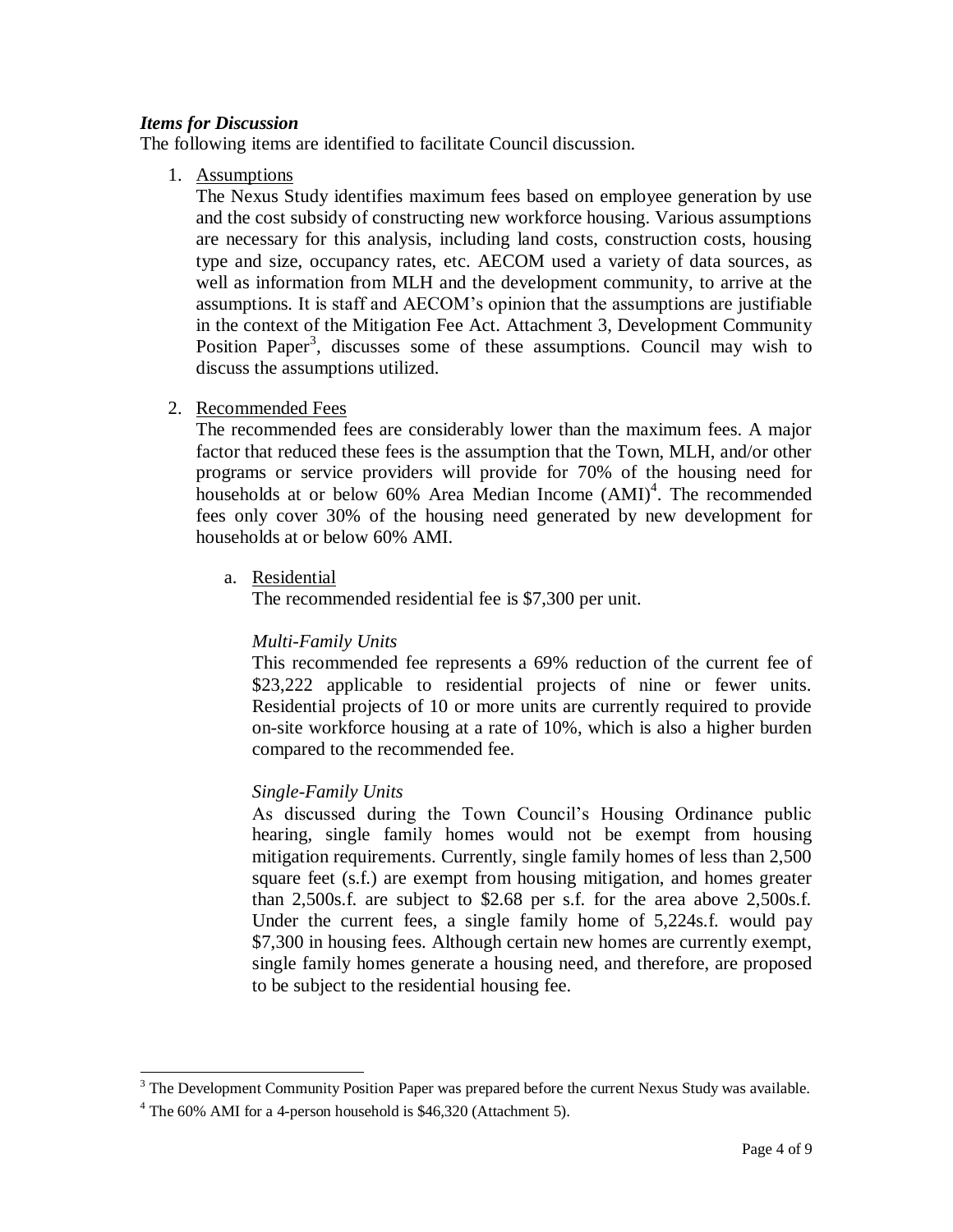***Items for Discussion***

The following items are identified to facilitate Council discussion.

1. Assumptions

   The Nexus Study identifies maximum fees based on employee generation by use and the cost subsidy of constructing new workforce housing. Various assumptions are necessary for this analysis, including land costs, construction costs, housing type and size, occupancy rates, etc. AECOM used a variety of data sources, as well as information from MLH and the development community, to arrive at the assumptions. It is staff and AECOM's opinion that the assumptions are justifiable in the context of the Mitigation Fee Act. Attachment 3, Development Community Position Paper[3], discusses some of these assumptions. Council may wish to discuss the assumptions utilized.

2. Recommended Fees

   The recommended fees are considerably lower than the maximum fees. A major factor that reduced these fees is the assumption that the Town, MLH, and/or other programs or service providers will provide for 70% of the housing need for households at or below 60% Area Median Income (AMI)[4]. The recommended fees only cover 30% of the housing need generated by new development for households at or below 60% AMI.

   a. Residential

      The recommended residential fee is $7,300 per unit.

      *Multi-Family Units*

      This recommended fee represents a 69% reduction of the current fee of $23,222 applicable to residential projects of nine or fewer units. Residential projects of 10 or more units are currently required to provide on-site workforce housing at a rate of 10%, which is also a higher burden compared to the recommended fee.

      *Single-Family Units*

      As discussed during the Town Council's Housing Ordinance public hearing, single family homes would not be exempt from housing mitigation requirements. Currently, single family homes of less than 2,500 square feet (s.f.) are exempt from housing mitigation, and homes greater than 2,500s.f. are subject to $2.68 per s.f. for the area above 2,500s.f. Under the current fees, a single family home of 5,224s.f. would pay $7,300 in housing fees. Although certain new homes are currently exempt, single family homes generate a housing need, and therefore, are proposed to be subject to the residential housing fee.

---

[3] The Development Community Position Paper was prepared before the current Nexus Study was available.

[4] The 60% AMI for a 4-person household is $46,320 (Attachment 5).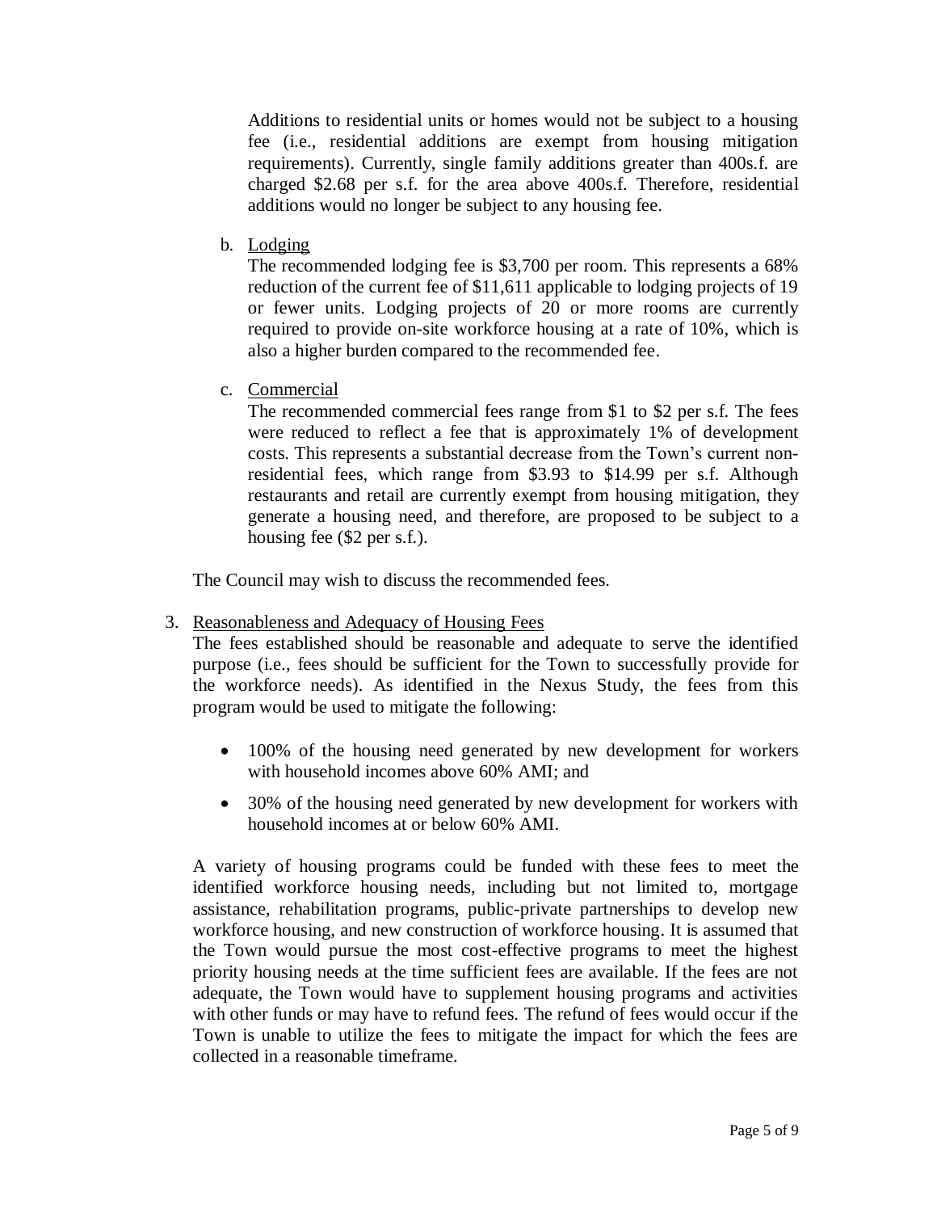Additions to residential units or homes would not be subject to a housing fee (i.e., residential additions are exempt from housing mitigation requirements). Currently, single family additions greater than 400s.f. are charged $2.68 per s.f. for the area above 400s.f. Therefore, residential additions would no longer be subject to any housing fee.

b. Lodging

The recommended lodging fee is $3,700 per room. This represents a 68% reduction of the current fee of $11,611 applicable to lodging projects of 19 or fewer units. Lodging projects of 20 or more rooms are currently required to provide on-site workforce housing at a rate of 10%, which is also a higher burden compared to the recommended fee.

c. Commercial

The recommended commercial fees range from $1 to $2 per s.f. The fees were reduced to reflect a fee that is approximately 1% of development costs. This represents a substantial decrease from the Town's current non-residential fees, which range from $3.93 to $14.99 per s.f. Although restaurants and retail are currently exempt from housing mitigation, they generate a housing need, and therefore, are proposed to be subject to a housing fee ($2 per s.f.).

The Council may wish to discuss the recommended fees.

3. Reasonableness and Adequacy of Housing Fees

The fees established should be reasonable and adequate to serve the identified purpose (i.e., fees should be sufficient for the Town to successfully provide for the workforce needs). As identified in the Nexus Study, the fees from this program would be used to mitigate the following:

- 100% of the housing need generated by new development for workers with household incomes above 60% AMI; and
- 30% of the housing need generated by new development for workers with household incomes at or below 60% AMI.

A variety of housing programs could be funded with these fees to meet the identified workforce housing needs, including but not limited to, mortgage assistance, rehabilitation programs, public-private partnerships to develop new workforce housing, and new construction of workforce housing. It is assumed that the Town would pursue the most cost-effective programs to meet the highest priority housing needs at the time sufficient fees are available. If the fees are not adequate, the Town would have to supplement housing programs and activities with other funds or may have to refund fees. The refund of fees would occur if the Town is unable to utilize the fees to mitigate the impact for which the fees are collected in a reasonable timeframe.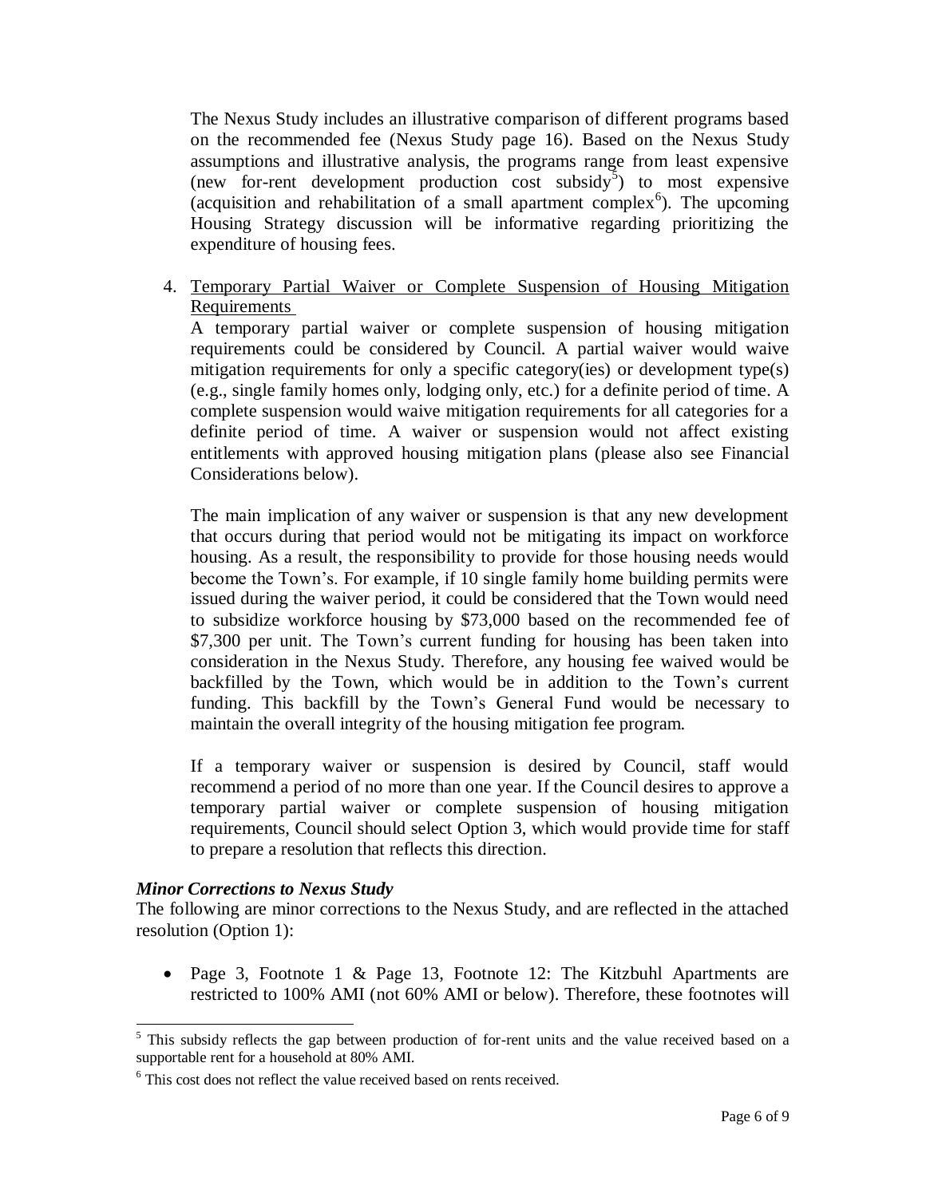The Nexus Study includes an illustrative comparison of different programs based on the recommended fee (Nexus Study page 16). Based on the Nexus Study assumptions and illustrative analysis, the programs range from least expensive (new for-rent development production cost subsidy[5]) to most expensive (acquisition and rehabilitation of a small apartment complex[6]). The upcoming Housing Strategy discussion will be informative regarding prioritizing the expenditure of housing fees.

4. <u>Temporary Partial Waiver or Complete Suspension of Housing Mitigation Requirements</u>

   A temporary partial waiver or complete suspension of housing mitigation requirements could be considered by Council. A partial waiver would waive mitigation requirements for only a specific category(ies) or development type(s) (e.g., single family homes only, lodging only, etc.) for a definite period of time. A complete suspension would waive mitigation requirements for all categories for a definite period of time. A waiver or suspension would not affect existing entitlements with approved housing mitigation plans (please also see Financial Considerations below).

   The main implication of any waiver or suspension is that any new development that occurs during that period would not be mitigating its impact on workforce housing. As a result, the responsibility to provide for those housing needs would become the Town's. For example, if 10 single family home building permits were issued during the waiver period, it could be considered that the Town would need to subsidize workforce housing by $73,000 based on the recommended fee of $7,300 per unit. The Town's current funding for housing has been taken into consideration in the Nexus Study. Therefore, any housing fee waived would be backfilled by the Town, which would be in addition to the Town's current funding. This backfill by the Town's General Fund would be necessary to maintain the overall integrity of the housing mitigation fee program.

   If a temporary waiver or suspension is desired by Council, staff would recommend a period of no more than one year. If the Council desires to approve a temporary partial waiver or complete suspension of housing mitigation requirements, Council should select Option 3, which would provide time for staff to prepare a resolution that reflects this direction.

***Minor Corrections to Nexus Study***

The following are minor corrections to the Nexus Study, and are reflected in the attached resolution (Option 1):

- Page 3, Footnote 1 & Page 13, Footnote 12: The Kitzbuhl Apartments are restricted to 100% AMI (not 60% AMI or below). Therefore, these footnotes will

---

[5] This subsidy reflects the gap between production of for-rent units and the value received based on a supportable rent for a household at 80% AMI.

[6] This cost does not reflect the value received based on rents received.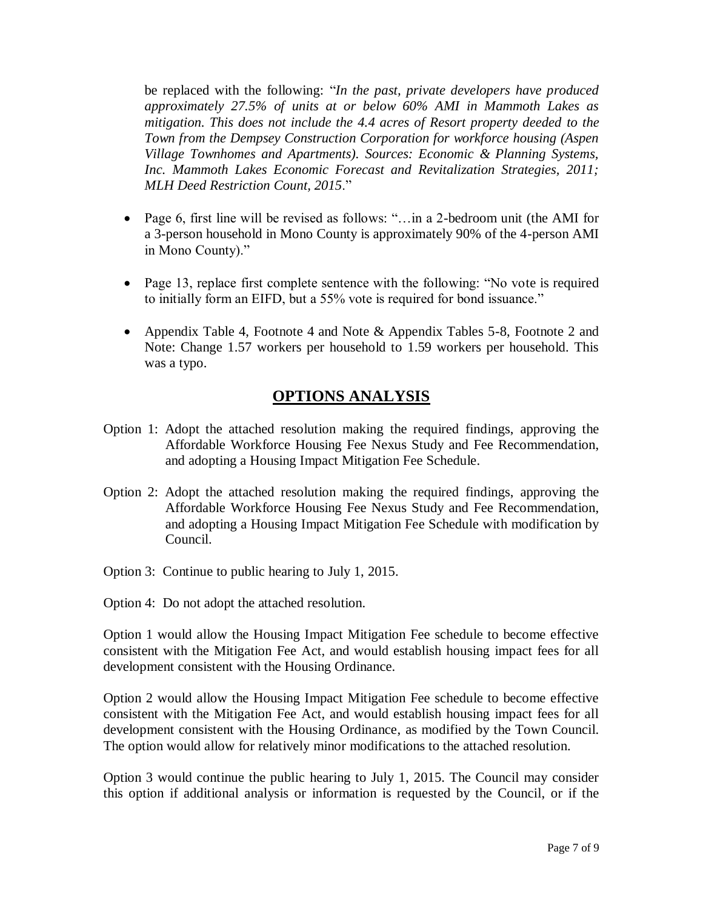be replaced with the following: "*In the past, private developers have produced approximately 27.5% of units at or below 60% AMI in Mammoth Lakes as mitigation. This does not include the 4.4 acres of Resort property deeded to the Town from the Dempsey Construction Corporation for workforce housing (Aspen Village Townhomes and Apartments). Sources: Economic & Planning Systems, Inc. Mammoth Lakes Economic Forecast and Revitalization Strategies, 2011; MLH Deed Restriction Count, 2015*."

- Page 6, first line will be revised as follows: "…in a 2-bedroom unit (the AMI for a 3-person household in Mono County is approximately 90% of the 4-person AMI in Mono County)."

- Page 13, replace first complete sentence with the following: "No vote is required to initially form an EIFD, but a 55% vote is required for bond issuance."

- Appendix Table 4, Footnote 4 and Note & Appendix Tables 5-8, Footnote 2 and Note: Change 1.57 workers per household to 1.59 workers per household. This was a typo.

## OPTIONS ANALYSIS

Option 1: Adopt the attached resolution making the required findings, approving the Affordable Workforce Housing Fee Nexus Study and Fee Recommendation, and adopting a Housing Impact Mitigation Fee Schedule.

Option 2: Adopt the attached resolution making the required findings, approving the Affordable Workforce Housing Fee Nexus Study and Fee Recommendation, and adopting a Housing Impact Mitigation Fee Schedule with modification by Council.

Option 3: Continue to public hearing to July 1, 2015.

Option 4: Do not adopt the attached resolution.

Option 1 would allow the Housing Impact Mitigation Fee schedule to become effective consistent with the Mitigation Fee Act, and would establish housing impact fees for all development consistent with the Housing Ordinance.

Option 2 would allow the Housing Impact Mitigation Fee schedule to become effective consistent with the Mitigation Fee Act, and would establish housing impact fees for all development consistent with the Housing Ordinance, as modified by the Town Council. The option would allow for relatively minor modifications to the attached resolution.

Option 3 would continue the public hearing to July 1, 2015. The Council may consider this option if additional analysis or information is requested by the Council, or if the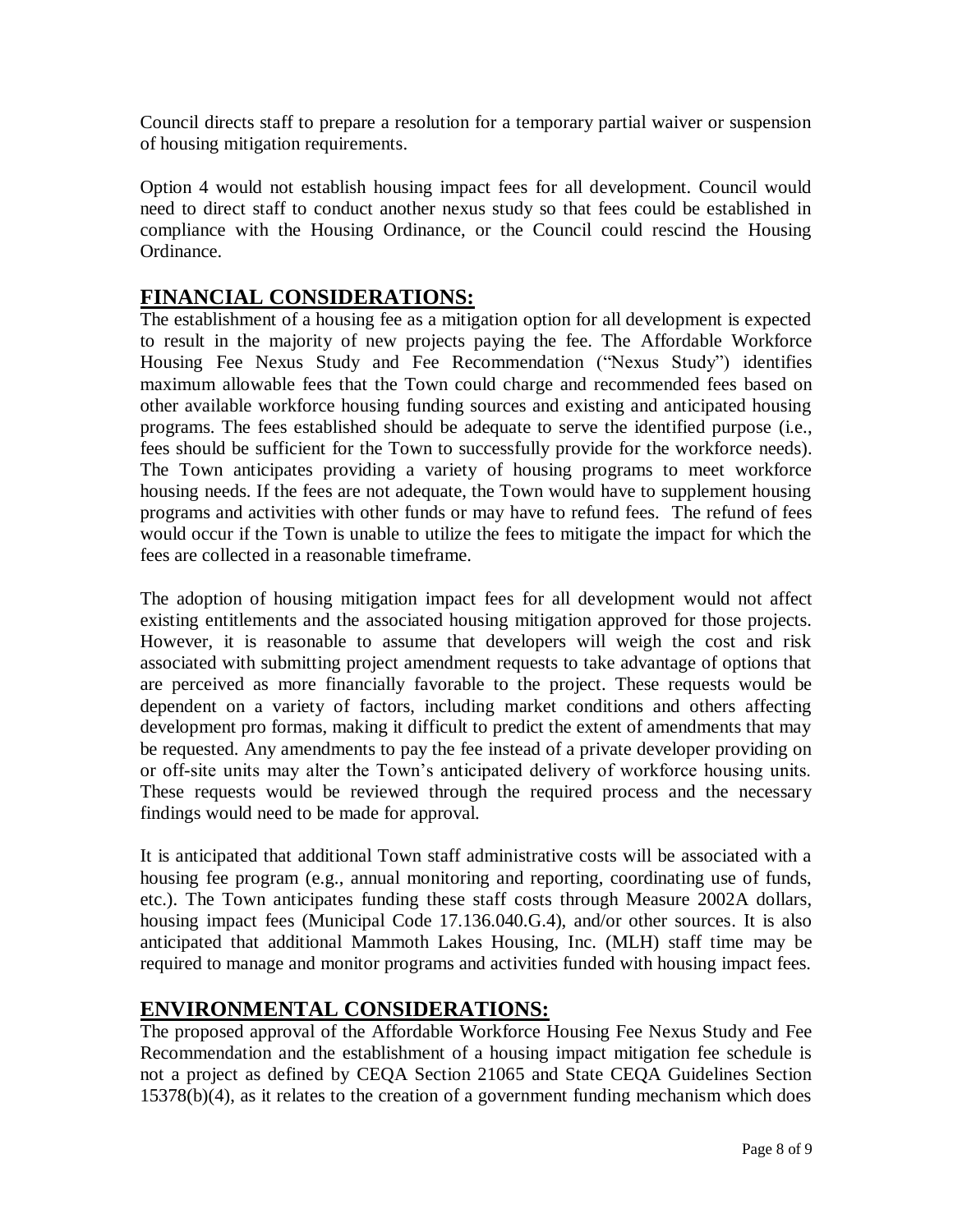Council directs staff to prepare a resolution for a temporary partial waiver or suspension of housing mitigation requirements.

Option 4 would not establish housing impact fees for all development. Council would need to direct staff to conduct another nexus study so that fees could be established in compliance with the Housing Ordinance, or the Council could rescind the Housing Ordinance.

## FINANCIAL CONSIDERATIONS:

The establishment of a housing fee as a mitigation option for all development is expected to result in the majority of new projects paying the fee. The Affordable Workforce Housing Fee Nexus Study and Fee Recommendation ("Nexus Study") identifies maximum allowable fees that the Town could charge and recommended fees based on other available workforce housing funding sources and existing and anticipated housing programs. The fees established should be adequate to serve the identified purpose (i.e., fees should be sufficient for the Town to successfully provide for the workforce needs). The Town anticipates providing a variety of housing programs to meet workforce housing needs. If the fees are not adequate, the Town would have to supplement housing programs and activities with other funds or may have to refund fees. The refund of fees would occur if the Town is unable to utilize the fees to mitigate the impact for which the fees are collected in a reasonable timeframe.

The adoption of housing mitigation impact fees for all development would not affect existing entitlements and the associated housing mitigation approved for those projects. However, it is reasonable to assume that developers will weigh the cost and risk associated with submitting project amendment requests to take advantage of options that are perceived as more financially favorable to the project. These requests would be dependent on a variety of factors, including market conditions and others affecting development pro formas, making it difficult to predict the extent of amendments that may be requested. Any amendments to pay the fee instead of a private developer providing on or off-site units may alter the Town's anticipated delivery of workforce housing units. These requests would be reviewed through the required process and the necessary findings would need to be made for approval.

It is anticipated that additional Town staff administrative costs will be associated with a housing fee program (e.g., annual monitoring and reporting, coordinating use of funds, etc.). The Town anticipates funding these staff costs through Measure 2002A dollars, housing impact fees (Municipal Code 17.136.040.G.4), and/or other sources. It is also anticipated that additional Mammoth Lakes Housing, Inc. (MLH) staff time may be required to manage and monitor programs and activities funded with housing impact fees.

## ENVIRONMENTAL CONSIDERATIONS:

The proposed approval of the Affordable Workforce Housing Fee Nexus Study and Fee Recommendation and the establishment of a housing impact mitigation fee schedule is not a project as defined by CEQA Section 21065 and State CEQA Guidelines Section 15378(b)(4), as it relates to the creation of a government funding mechanism which does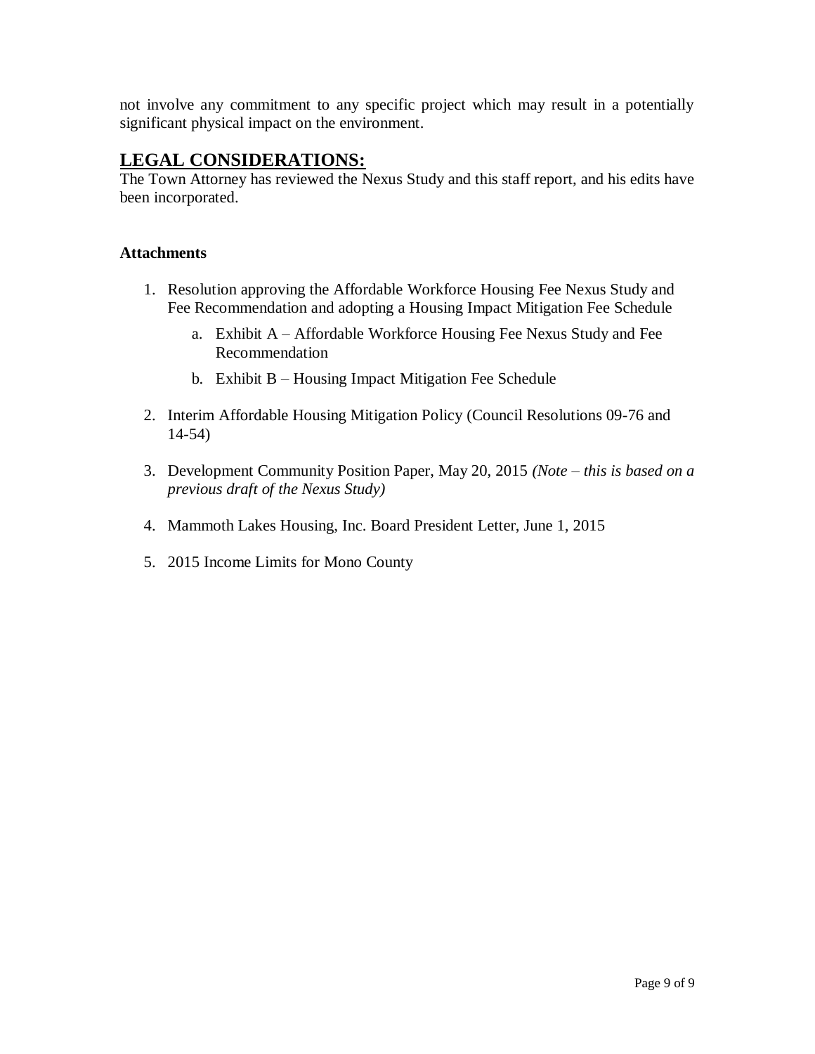not involve any commitment to any specific project which may result in a potentially significant physical impact on the environment.

## LEGAL CONSIDERATIONS:

The Town Attorney has reviewed the Nexus Study and this staff report, and his edits have been incorporated.

**Attachments**

1. Resolution approving the Affordable Workforce Housing Fee Nexus Study and Fee Recommendation and adopting a Housing Impact Mitigation Fee Schedule
   a. Exhibit A – Affordable Workforce Housing Fee Nexus Study and Fee Recommendation
   b. Exhibit B – Housing Impact Mitigation Fee Schedule
2. Interim Affordable Housing Mitigation Policy (Council Resolutions 09-76 and 14-54)
3. Development Community Position Paper, May 20, 2015 *(Note – this is based on a previous draft of the Nexus Study)*
4. Mammoth Lakes Housing, Inc. Board President Letter, June 1, 2015
5. 2015 Income Limits for Mono County